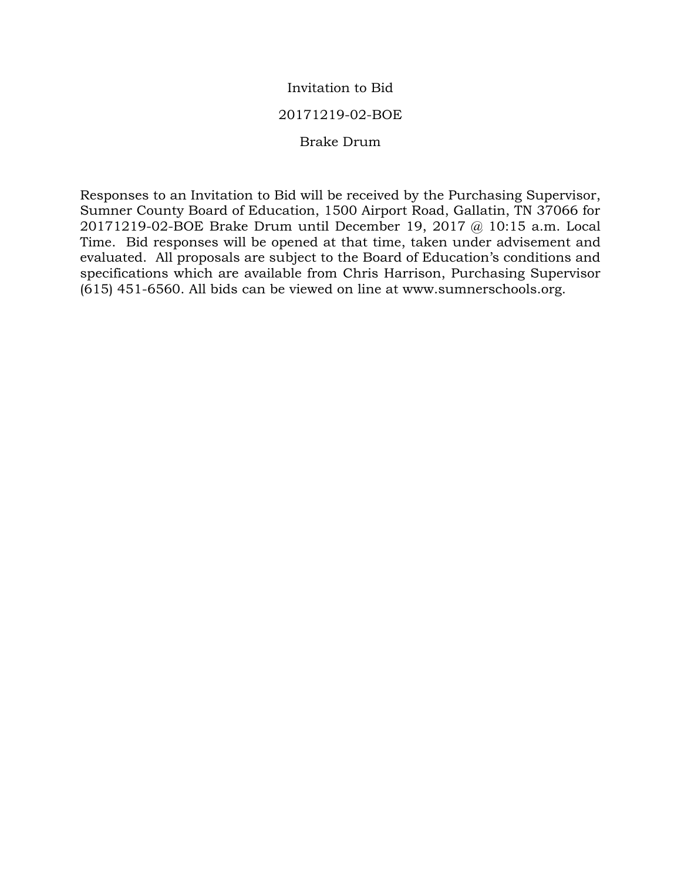# Invitation to Bid

## 20171219-02-BOE

## Brake Drum

Responses to an Invitation to Bid will be received by the Purchasing Supervisor, Sumner County Board of Education, 1500 Airport Road, Gallatin, TN 37066 for 20171219-02-BOE Brake Drum until December 19, 2017 @ 10:15 a.m. Local Time. Bid responses will be opened at that time, taken under advisement and evaluated. All proposals are subject to the Board of Education's conditions and specifications which are available from Chris Harrison, Purchasing Supervisor (615) 451-6560. All bids can be viewed on line at www.sumnerschools.org.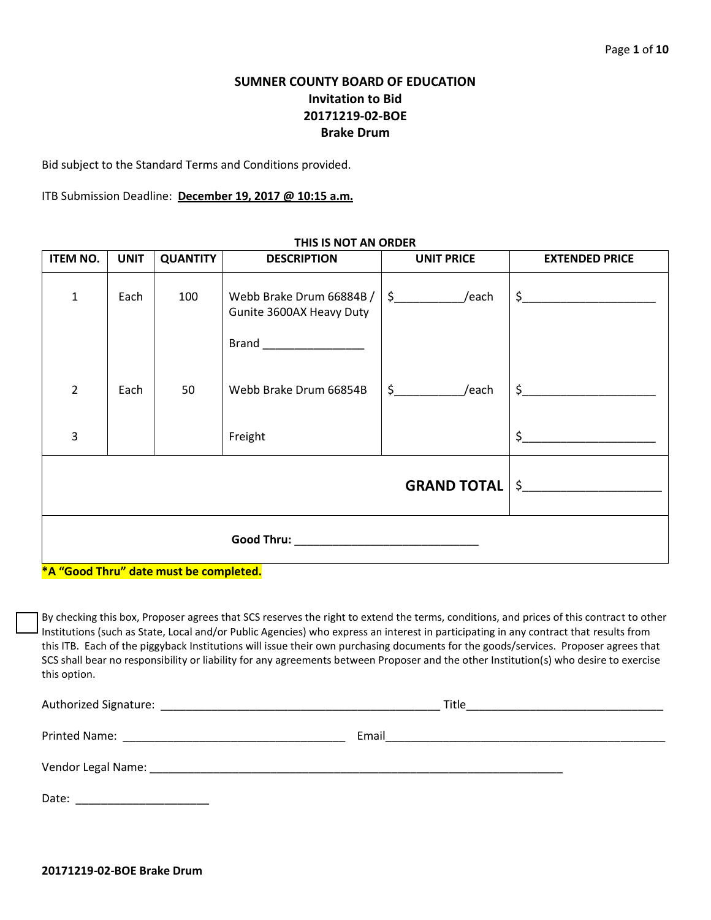**SUMNER COUNTY BOARD OF EDUCATION**
**Invitation to Bid**
**20171219-02-BOE**
**Brake Drum**

Bid subject to the Standard Terms and Conditions provided.

ITB Submission Deadline: **December 19, 2017 @ 10:15 a.m.**

**THIS IS NOT AN ORDER**

| ITEM NO. | UNIT | QUANTITY | DESCRIPTION | UNIT PRICE | EXTENDED PRICE |
|---|---|---|---|---|---|
| 1 | Each | 100 | Webb Brake Drum 66884B / Gunite 3600AX Heavy Duty<br><br>Brand ________________ | $__________/each | $____________________ |
| 2 | Each | 50 | Webb Brake Drum 66854B | $__________/each | $____________________ |
| 3 | | | Freight | | $____________________ |
| | | | | **GRAND TOTAL** | $____________________ |
| | | | **Good Thru:** ____________________________ | | |

***A "Good Thru" date must be completed.**

☐ By checking this box, Proposer agrees that SCS reserves the right to extend the terms, conditions, and prices of this contract to other Institutions (such as State, Local and/or Public Agencies) who express an interest in participating in any contract that results from this ITB. Each of the piggyback Institutions will issue their own purchasing documents for the goods/services. Proposer agrees that SCS shall bear no responsibility or liability for any agreements between Proposer and the other Institution(s) who desire to exercise this option.

Authorized Signature: ____________________________________________ Title______________________________

Printed Name: ___________________________________ Email____________________________________________

Vendor Legal Name: _________________________________________________________________

Date: _____________________

**20171219-02-BOE Brake Drum**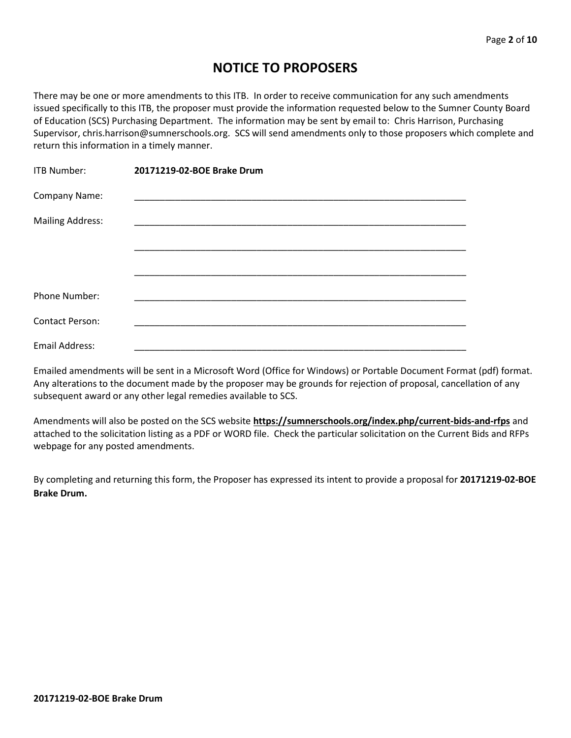# NOTICE TO PROPOSERS

There may be one or more amendments to this ITB. In order to receive communication for any such amendments issued specifically to this ITB, the proposer must provide the information requested below to the Sumner County Board of Education (SCS) Purchasing Department. The information may be sent by email to: Chris Harrison, Purchasing Supervisor, chris.harrison@sumnerschools.org. SCS will send amendments only to those proposers which complete and return this information in a timely manner.

ITB Number: **20171219-02-BOE Brake Drum**

Company Name: ____________________________________________________________________

Mailing Address: ____________________________________________________________________

____________________________________________________________________

____________________________________________________________________

Phone Number: ____________________________________________________________________

Contact Person: ____________________________________________________________________

Email Address: ____________________________________________________________________

Emailed amendments will be sent in a Microsoft Word (Office for Windows) or Portable Document Format (pdf) format. Any alterations to the document made by the proposer may be grounds for rejection of proposal, cancellation of any subsequent award or any other legal remedies available to SCS.

Amendments will also be posted on the SCS website **https://sumnerschools.org/index.php/current-bids-and-rfps** and attached to the solicitation listing as a PDF or WORD file. Check the particular solicitation on the Current Bids and RFPs webpage for any posted amendments.

By completing and returning this form, the Proposer has expressed its intent to provide a proposal for **20171219-02-BOE Brake Drum.**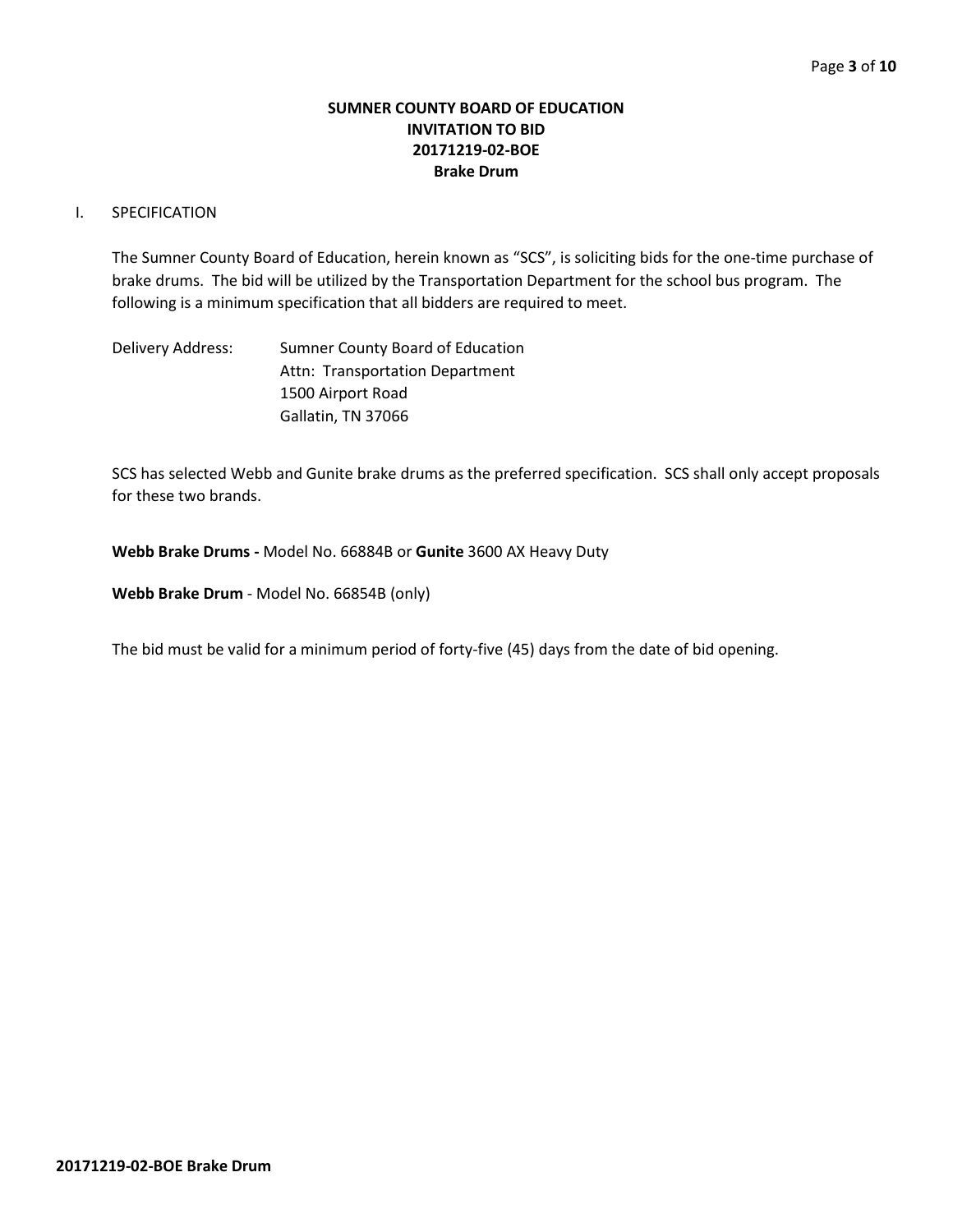**SUMNER COUNTY BOARD OF EDUCATION**
**INVITATION TO BID**
**20171219-02-BOE**
**Brake Drum**

I. SPECIFICATION

The Sumner County Board of Education, herein known as "SCS", is soliciting bids for the one-time purchase of brake drums. The bid will be utilized by the Transportation Department for the school bus program. The following is a minimum specification that all bidders are required to meet.

Delivery Address: Sumner County Board of Education
Attn: Transportation Department
1500 Airport Road
Gallatin, TN 37066

SCS has selected Webb and Gunite brake drums as the preferred specification. SCS shall only accept proposals for these two brands.

**Webb Brake Drums -** Model No. 66884B or **Gunite** 3600 AX Heavy Duty

**Webb Brake Drum** - Model No. 66854B (only)

The bid must be valid for a minimum period of forty-five (45) days from the date of bid opening.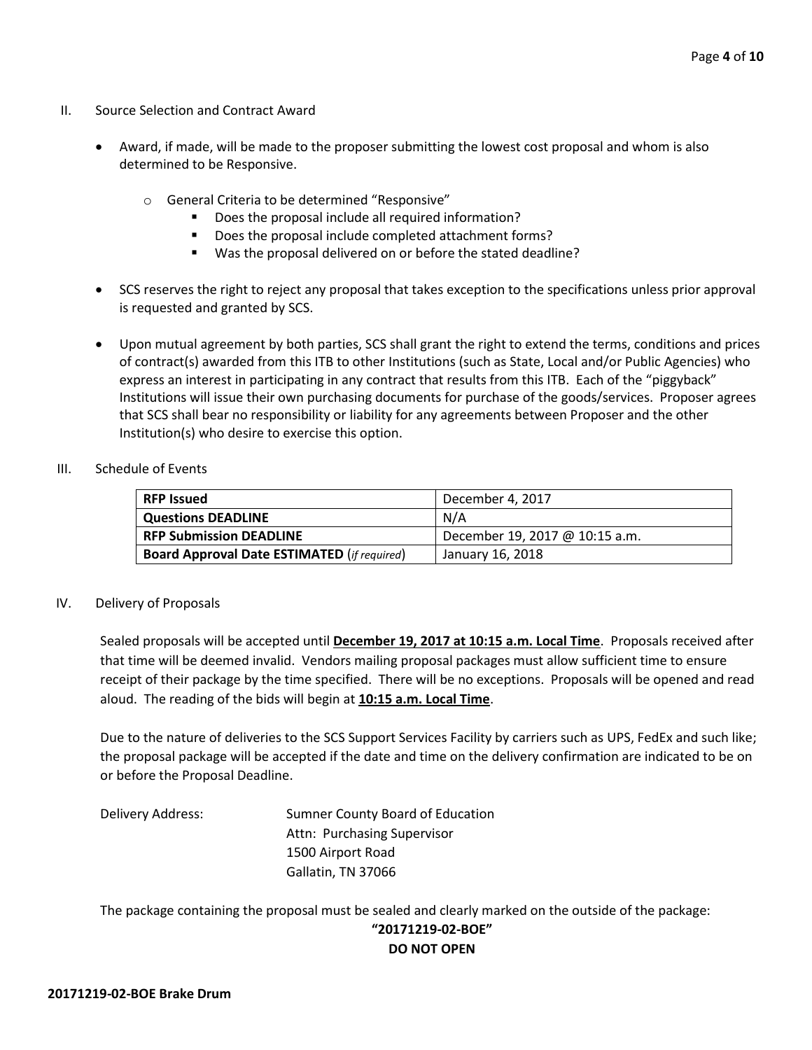## II. Source Selection and Contract Award

- Award, if made, will be made to the proposer submitting the lowest cost proposal and whom is also determined to be Responsive.
  - General Criteria to be determined "Responsive"
    - Does the proposal include all required information?
    - Does the proposal include completed attachment forms?
    - Was the proposal delivered on or before the stated deadline?
- SCS reserves the right to reject any proposal that takes exception to the specifications unless prior approval is requested and granted by SCS.
- Upon mutual agreement by both parties, SCS shall grant the right to extend the terms, conditions and prices of contract(s) awarded from this ITB to other Institutions (such as State, Local and/or Public Agencies) who express an interest in participating in any contract that results from this ITB. Each of the "piggyback" Institutions will issue their own purchasing documents for purchase of the goods/services. Proposer agrees that SCS shall bear no responsibility or liability for any agreements between Proposer and the other Institution(s) who desire to exercise this option.

## III. Schedule of Events

| | |
|---|---|
| **RFP Issued** | December 4, 2017 |
| **Questions DEADLINE** | N/A |
| **RFP Submission DEADLINE** | December 19, 2017 @ 10:15 a.m. |
| **Board Approval Date ESTIMATED** (*if required*) | January 16, 2018 |

## IV. Delivery of Proposals

Sealed proposals will be accepted until **December 19, 2017 at 10:15 a.m. Local Time**. Proposals received after that time will be deemed invalid. Vendors mailing proposal packages must allow sufficient time to ensure receipt of their package by the time specified. There will be no exceptions. Proposals will be opened and read aloud. The reading of the bids will begin at **10:15 a.m. Local Time**.

Due to the nature of deliveries to the SCS Support Services Facility by carriers such as UPS, FedEx and such like; the proposal package will be accepted if the date and time on the delivery confirmation are indicated to be on or before the Proposal Deadline.

Delivery Address:

Sumner County Board of Education
Attn: Purchasing Supervisor
1500 Airport Road
Gallatin, TN 37066

The package containing the proposal must be sealed and clearly marked on the outside of the package:

**"20171219-02-BOE"**
**DO NOT OPEN**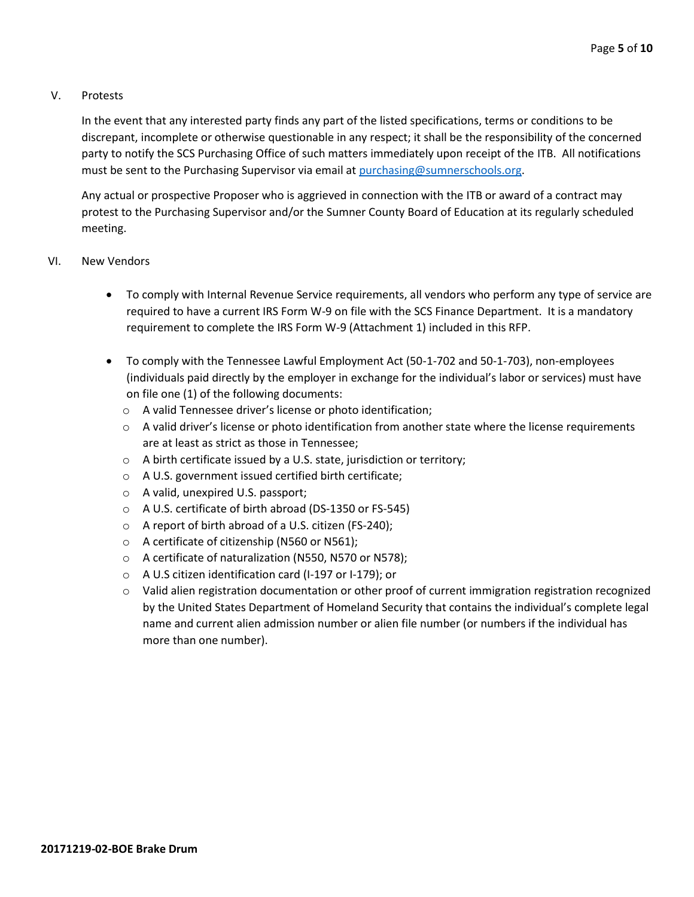## V. Protests

In the event that any interested party finds any part of the listed specifications, terms or conditions to be discrepant, incomplete or otherwise questionable in any respect; it shall be the responsibility of the concerned party to notify the SCS Purchasing Office of such matters immediately upon receipt of the ITB. All notifications must be sent to the Purchasing Supervisor via email at purchasing@sumnerschools.org.

Any actual or prospective Proposer who is aggrieved in connection with the ITB or award of a contract may protest to the Purchasing Supervisor and/or the Sumner County Board of Education at its regularly scheduled meeting.

## VI. New Vendors

- To comply with Internal Revenue Service requirements, all vendors who perform any type of service are required to have a current IRS Form W-9 on file with the SCS Finance Department. It is a mandatory requirement to complete the IRS Form W-9 (Attachment 1) included in this RFP.

- To comply with the Tennessee Lawful Employment Act (50-1-702 and 50-1-703), non-employees (individuals paid directly by the employer in exchange for the individual's labor or services) must have on file one (1) of the following documents:
    - A valid Tennessee driver's license or photo identification;
    - A valid driver's license or photo identification from another state where the license requirements are at least as strict as those in Tennessee;
    - A birth certificate issued by a U.S. state, jurisdiction or territory;
    - A U.S. government issued certified birth certificate;
    - A valid, unexpired U.S. passport;
    - A U.S. certificate of birth abroad (DS-1350 or FS-545)
    - A report of birth abroad of a U.S. citizen (FS-240);
    - A certificate of citizenship (N560 or N561);
    - A certificate of naturalization (N550, N570 or N578);
    - A U.S citizen identification card (I-197 or I-179); or
    - Valid alien registration documentation or other proof of current immigration registration recognized by the United States Department of Homeland Security that contains the individual's complete legal name and current alien admission number or alien file number (or numbers if the individual has more than one number).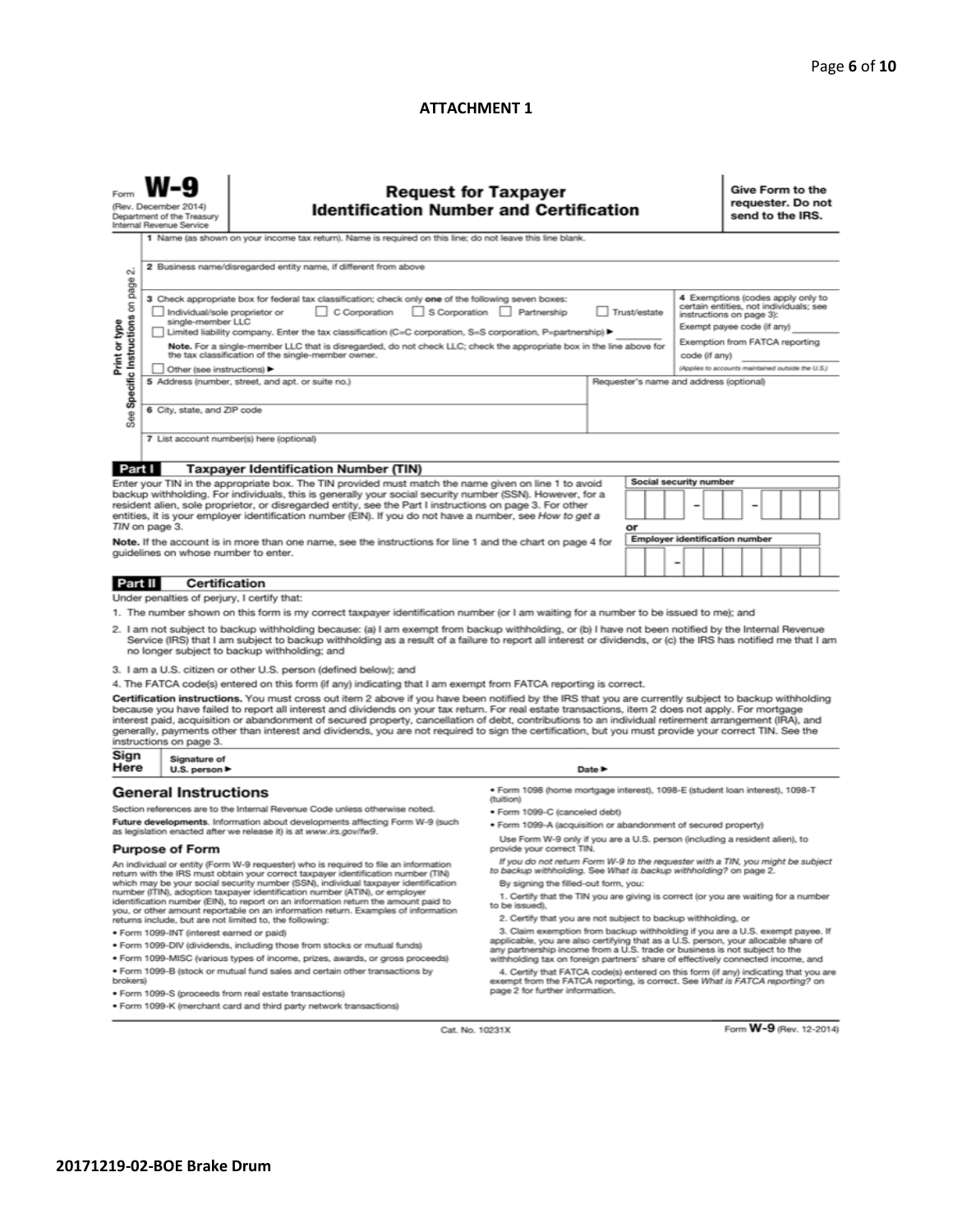**ATTACHMENT 1**

Form **W-9**
(Rev. December 2014)
Department of the Treasury
Internal Revenue Service

# Request for Taxpayer Identification Number and Certification

**Give Form to the requester. Do not send to the IRS.**

Print or type
See **Specific Instructions** on page 2.

1 Name (as shown on your income tax return). Name is required on this line; do not leave this line blank.

2 Business name/disregarded entity name, if different from above

3 Check appropriate box for federal tax classification; check only **one** of the following seven boxes:

☐ Individual/sole proprietor or single-member LLC ☐ C Corporation ☐ S Corporation ☐ Partnership ☐ Trust/estate

☐ Limited liability company. Enter the tax classification (C=C corporation, S=S corporation, P=partnership) ▶ ________

**Note.** For a single-member LLC that is disregarded, do not check LLC; check the appropriate box in the line above for the tax classification of the single-member owner.

☐ Other (see instructions) ▶

4 Exemptions (codes apply only to certain entities, not individuals; see instructions on page 3):

Exempt payee code (if any) ________

Exemption from FATCA reporting code (if any) ________

*(Applies to accounts maintained outside the U.S.)*

5 Address (number, street, and apt. or suite no.)

Requester's name and address (optional)

6 City, state, and ZIP code

7 List account number(s) here (optional)

## Part I Taxpayer Identification Number (TIN)

Enter your TIN in the appropriate box. The TIN provided must match the name given on line 1 to avoid backup withholding. For individuals, this is generally your social security number (SSN). However, for a resident alien, sole proprietor, or disregarded entity, see the Part I instructions on page 3. For other entities, it is your employer identification number (EIN). If you do not have a number, see *How to get a TIN* on page 3.

**Note.** If the account is in more than one name, see the instructions for line 1 and the chart on page 4 for guidelines on whose number to enter.

**Social security number**

[ ][ ][ ] – [ ][ ] – [ ][ ][ ][ ]

**or**

**Employer identification number**

[ ][ ] – [ ][ ][ ][ ][ ][ ][ ]

## Part II Certification

Under penalties of perjury, I certify that:

1. The number shown on this form is my correct taxpayer identification number (or I am waiting for a number to be issued to me); and
2. I am not subject to backup withholding because: (a) I am exempt from backup withholding, or (b) I have not been notified by the Internal Revenue Service (IRS) that I am subject to backup withholding as a result of a failure to report all interest or dividends, or (c) the IRS has notified me that I am no longer subject to backup withholding; and
3. I am a U.S. citizen or other U.S. person (defined below); and
4. The FATCA code(s) entered on this form (if any) indicating that I am exempt from FATCA reporting is correct.

**Certification instructions.** You must cross out item 2 above if you have been notified by the IRS that you are currently subject to backup withholding because you have failed to report all interest and dividends on your tax return. For real estate transactions, item 2 does not apply. For mortgage interest paid, acquisition or abandonment of secured property, cancellation of debt, contributions to an individual retirement arrangement (IRA), and generally, payments other than interest and dividends, you are not required to sign the certification, but you must provide your correct TIN. See the instructions on page 3.

**Sign Here** Signature of U.S. person ▶ Date ▶

## General Instructions

Section references are to the Internal Revenue Code unless otherwise noted.

**Future developments.** Information about developments affecting Form W-9 (such as legislation enacted after we release it) is at *www.irs.gov/fw9*.

### Purpose of Form

An individual or entity (Form W-9 requester) who is required to file an information return with the IRS must obtain your correct taxpayer identification number (TIN) which may be your social security number (SSN), individual taxpayer identification number (ITIN), adoption taxpayer identification number (ATIN), or employer identification number (EIN), to report on an information return the amount paid to you, or other amount reportable on an information return. Examples of information returns include, but are not limited to, the following:

- Form 1099-INT (interest earned or paid)
- Form 1099-DIV (dividends, including those from stocks or mutual funds)
- Form 1099-MISC (various types of income, prizes, awards, or gross proceeds)
- Form 1099-B (stock or mutual fund sales and certain other transactions by brokers)
- Form 1099-S (proceeds from real estate transactions)
- Form 1099-K (merchant card and third party network transactions)
- Form 1098 (home mortgage interest), 1098-E (student loan interest), 1098-T (tuition)
- Form 1099-C (canceled debt)
- Form 1099-A (acquisition or abandonment of secured property)

Use Form W-9 only if you are a U.S. person (including a resident alien), to provide your correct TIN.

*If you do not return Form W-9 to the requester with a TIN, you might be subject to backup withholding. See What is backup withholding? on page 2.*

By signing the filled-out form, you:

1. Certify that the TIN you are giving is correct (or you are waiting for a number to be issued),
2. Certify that you are not subject to backup withholding, or
3. Claim exemption from backup withholding if you are a U.S. exempt payee. If applicable, you are also certifying that as a U.S. person, your allocable share of any partnership income from a U.S. trade or business is not subject to the withholding tax on foreign partners' share of effectively connected income, and
4. Certify that FATCA code(s) entered on this form (if any) indicating that you are exempt from the FATCA reporting, is correct. See *What is FATCA reporting?* on page 2 for further information.

Cat. No. 10231X Form **W-9** (Rev. 12-2014)

**20171219-02-BOE Brake Drum**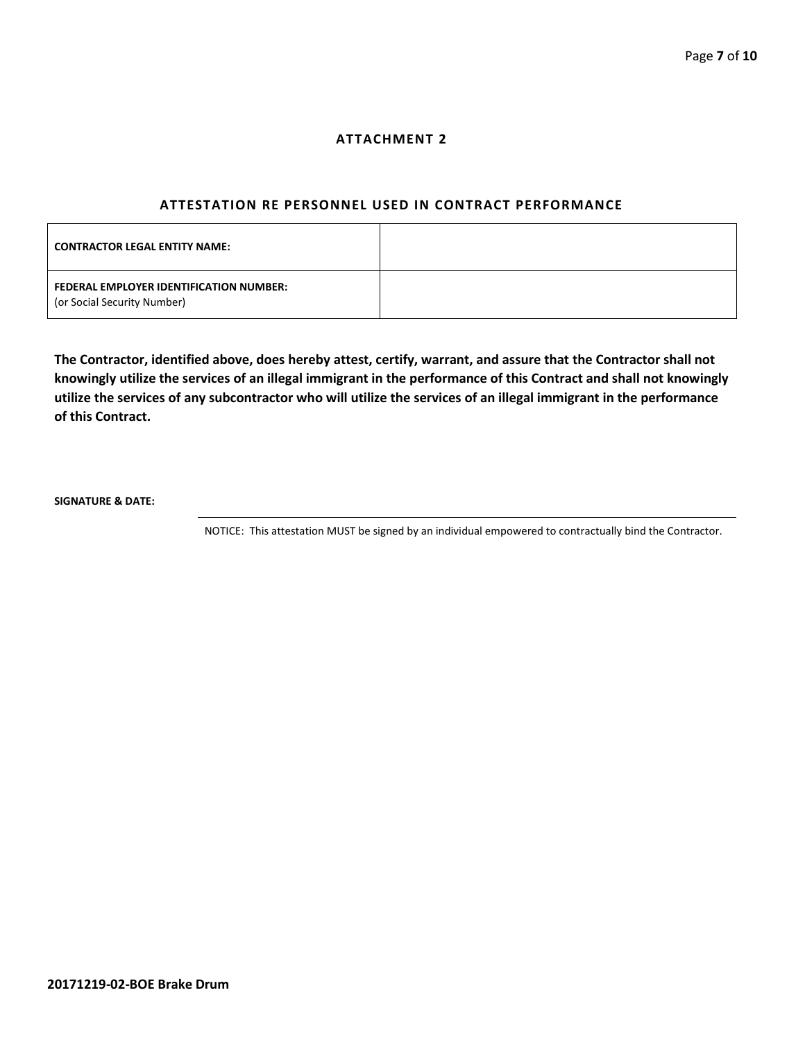## ATTACHMENT 2

### ATTESTATION RE PERSONNEL USED IN CONTRACT PERFORMANCE

| | |
|---|---|
| **CONTRACTOR LEGAL ENTITY NAME:** | |
| **FEDERAL EMPLOYER IDENTIFICATION NUMBER:** (or Social Security Number) | |

**The Contractor, identified above, does hereby attest, certify, warrant, and assure that the Contractor shall not knowingly utilize the services of an illegal immigrant in the performance of this Contract and shall not knowingly utilize the services of any subcontractor who will utilize the services of an illegal immigrant in the performance of this Contract.**

**SIGNATURE & DATE:**

NOTICE: This attestation MUST be signed by an individual empowered to contractually bind the Contractor.

**20171219-02-BOE Brake Drum**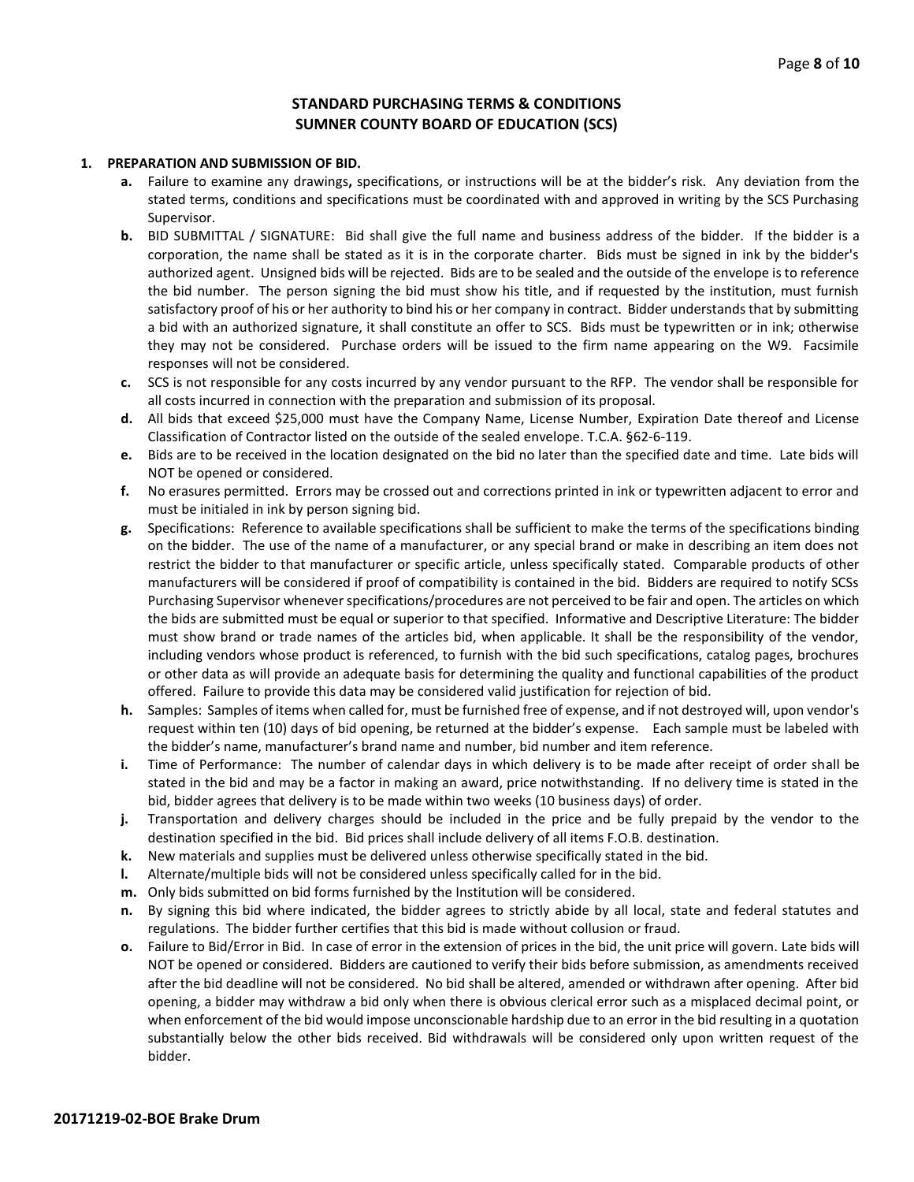## STANDARD PURCHASING TERMS & CONDITIONS
## SUMNER COUNTY BOARD OF EDUCATION (SCS)

**1. PREPARATION AND SUBMISSION OF BID.**

- **a.** Failure to examine any drawings**,** specifications, or instructions will be at the bidder's risk. Any deviation from the stated terms, conditions and specifications must be coordinated with and approved in writing by the SCS Purchasing Supervisor.
- **b.** BID SUBMITTAL / SIGNATURE: Bid shall give the full name and business address of the bidder. If the bidder is a corporation, the name shall be stated as it is in the corporate charter. Bids must be signed in ink by the bidder's authorized agent. Unsigned bids will be rejected. Bids are to be sealed and the outside of the envelope is to reference the bid number. The person signing the bid must show his title, and if requested by the institution, must furnish satisfactory proof of his or her authority to bind his or her company in contract. Bidder understands that by submitting a bid with an authorized signature, it shall constitute an offer to SCS. Bids must be typewritten or in ink; otherwise they may not be considered. Purchase orders will be issued to the firm name appearing on the W9. Facsimile responses will not be considered.
- **c.** SCS is not responsible for any costs incurred by any vendor pursuant to the RFP. The vendor shall be responsible for all costs incurred in connection with the preparation and submission of its proposal.
- **d.** All bids that exceed $25,000 must have the Company Name, License Number, Expiration Date thereof and License Classification of Contractor listed on the outside of the sealed envelope. T.C.A. §62-6-119.
- **e.** Bids are to be received in the location designated on the bid no later than the specified date and time. Late bids will NOT be opened or considered.
- **f.** No erasures permitted. Errors may be crossed out and corrections printed in ink or typewritten adjacent to error and must be initialed in ink by person signing bid.
- **g.** Specifications: Reference to available specifications shall be sufficient to make the terms of the specifications binding on the bidder. The use of the name of a manufacturer, or any special brand or make in describing an item does not restrict the bidder to that manufacturer or specific article, unless specifically stated. Comparable products of other manufacturers will be considered if proof of compatibility is contained in the bid. Bidders are required to notify SCSs Purchasing Supervisor whenever specifications/procedures are not perceived to be fair and open. The articles on which the bids are submitted must be equal or superior to that specified. Informative and Descriptive Literature: The bidder must show brand or trade names of the articles bid, when applicable. It shall be the responsibility of the vendor, including vendors whose product is referenced, to furnish with the bid such specifications, catalog pages, brochures or other data as will provide an adequate basis for determining the quality and functional capabilities of the product offered. Failure to provide this data may be considered valid justification for rejection of bid.
- **h.** Samples: Samples of items when called for, must be furnished free of expense, and if not destroyed will, upon vendor's request within ten (10) days of bid opening, be returned at the bidder's expense. Each sample must be labeled with the bidder's name, manufacturer's brand name and number, bid number and item reference.
- **i.** Time of Performance: The number of calendar days in which delivery is to be made after receipt of order shall be stated in the bid and may be a factor in making an award, price notwithstanding. If no delivery time is stated in the bid, bidder agrees that delivery is to be made within two weeks (10 business days) of order.
- **j.** Transportation and delivery charges should be included in the price and be fully prepaid by the vendor to the destination specified in the bid. Bid prices shall include delivery of all items F.O.B. destination.
- **k.** New materials and supplies must be delivered unless otherwise specifically stated in the bid.
- **l.** Alternate/multiple bids will not be considered unless specifically called for in the bid.
- **m.** Only bids submitted on bid forms furnished by the Institution will be considered.
- **n.** By signing this bid where indicated, the bidder agrees to strictly abide by all local, state and federal statutes and regulations. The bidder further certifies that this bid is made without collusion or fraud.
- **o.** Failure to Bid/Error in Bid. In case of error in the extension of prices in the bid, the unit price will govern. Late bids will NOT be opened or considered. Bidders are cautioned to verify their bids before submission, as amendments received after the bid deadline will not be considered. No bid shall be altered, amended or withdrawn after opening. After bid opening, a bidder may withdraw a bid only when there is obvious clerical error such as a misplaced decimal point, or when enforcement of the bid would impose unconscionable hardship due to an error in the bid resulting in a quotation substantially below the other bids received. Bid withdrawals will be considered only upon written request of the bidder.

**20171219-02-BOE Brake Drum**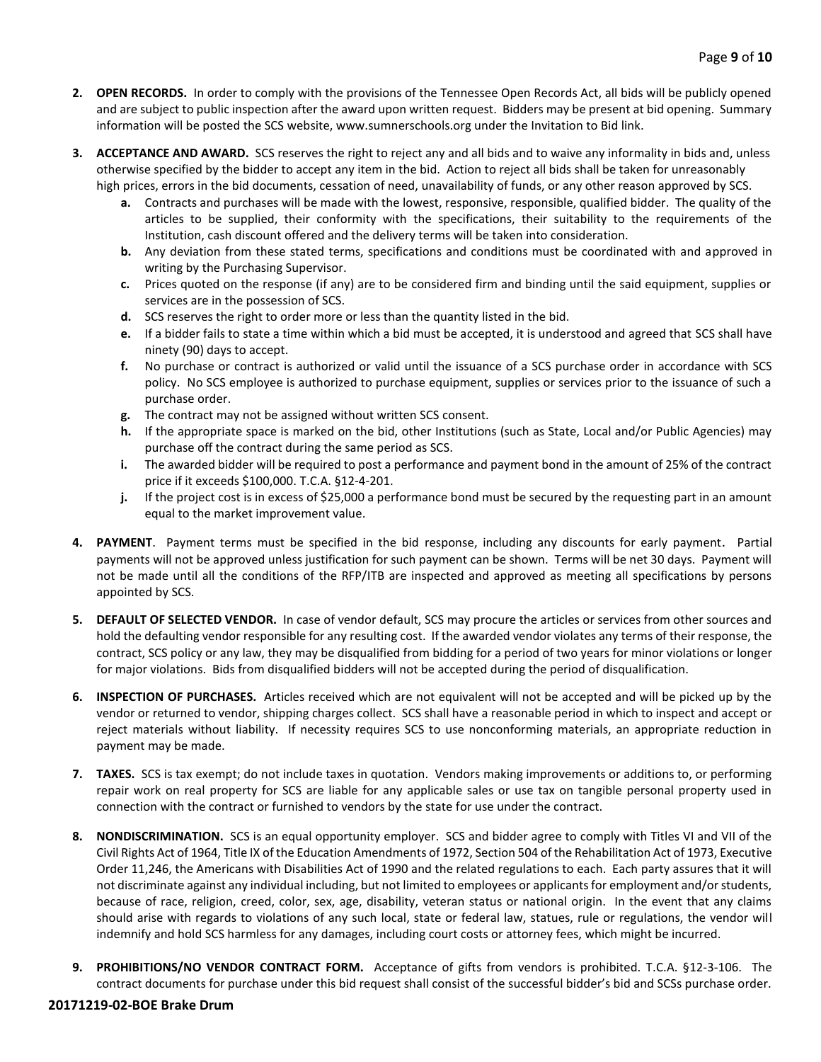2. **OPEN RECORDS.** In order to comply with the provisions of the Tennessee Open Records Act, all bids will be publicly opened and are subject to public inspection after the award upon written request. Bidders may be present at bid opening. Summary information will be posted the SCS website, www.sumnerschools.org under the Invitation to Bid link.

3. **ACCEPTANCE AND AWARD.** SCS reserves the right to reject any and all bids and to waive any informality in bids and, unless otherwise specified by the bidder to accept any item in the bid. Action to reject all bids shall be taken for unreasonably high prices, errors in the bid documents, cessation of need, unavailability of funds, or any other reason approved by SCS.
   - **a.** Contracts and purchases will be made with the lowest, responsive, responsible, qualified bidder. The quality of the articles to be supplied, their conformity with the specifications, their suitability to the requirements of the Institution, cash discount offered and the delivery terms will be taken into consideration.
   - **b.** Any deviation from these stated terms, specifications and conditions must be coordinated with and approved in writing by the Purchasing Supervisor.
   - **c.** Prices quoted on the response (if any) are to be considered firm and binding until the said equipment, supplies or services are in the possession of SCS.
   - **d.** SCS reserves the right to order more or less than the quantity listed in the bid.
   - **e.** If a bidder fails to state a time within which a bid must be accepted, it is understood and agreed that SCS shall have ninety (90) days to accept.
   - **f.** No purchase or contract is authorized or valid until the issuance of a SCS purchase order in accordance with SCS policy. No SCS employee is authorized to purchase equipment, supplies or services prior to the issuance of such a purchase order.
   - **g.** The contract may not be assigned without written SCS consent.
   - **h.** If the appropriate space is marked on the bid, other Institutions (such as State, Local and/or Public Agencies) may purchase off the contract during the same period as SCS.
   - **i.** The awarded bidder will be required to post a performance and payment bond in the amount of 25% of the contract price if it exceeds $100,000. T.C.A. §12-4-201.
   - **j.** If the project cost is in excess of $25,000 a performance bond must be secured by the requesting part in an amount equal to the market improvement value.

4. **PAYMENT**. Payment terms must be specified in the bid response, including any discounts for early payment. Partial payments will not be approved unless justification for such payment can be shown. Terms will be net 30 days. Payment will not be made until all the conditions of the RFP/ITB are inspected and approved as meeting all specifications by persons appointed by SCS.

5. **DEFAULT OF SELECTED VENDOR.** In case of vendor default, SCS may procure the articles or services from other sources and hold the defaulting vendor responsible for any resulting cost. If the awarded vendor violates any terms of their response, the contract, SCS policy or any law, they may be disqualified from bidding for a period of two years for minor violations or longer for major violations. Bids from disqualified bidders will not be accepted during the period of disqualification.

6. **INSPECTION OF PURCHASES.** Articles received which are not equivalent will not be accepted and will be picked up by the vendor or returned to vendor, shipping charges collect. SCS shall have a reasonable period in which to inspect and accept or reject materials without liability. If necessity requires SCS to use nonconforming materials, an appropriate reduction in payment may be made.

7. **TAXES.** SCS is tax exempt; do not include taxes in quotation. Vendors making improvements or additions to, or performing repair work on real property for SCS are liable for any applicable sales or use tax on tangible personal property used in connection with the contract or furnished to vendors by the state for use under the contract.

8. **NONDISCRIMINATION.** SCS is an equal opportunity employer. SCS and bidder agree to comply with Titles VI and VII of the Civil Rights Act of 1964, Title IX of the Education Amendments of 1972, Section 504 of the Rehabilitation Act of 1973, Executive Order 11,246, the Americans with Disabilities Act of 1990 and the related regulations to each. Each party assures that it will not discriminate against any individual including, but not limited to employees or applicants for employment and/or students, because of race, religion, creed, color, sex, age, disability, veteran status or national origin. In the event that any claims should arise with regards to violations of any such local, state or federal law, statues, rule or regulations, the vendor will indemnify and hold SCS harmless for any damages, including court costs or attorney fees, which might be incurred.

9. **PROHIBITIONS/NO VENDOR CONTRACT FORM.** Acceptance of gifts from vendors is prohibited. T.C.A. §12-3-106. The contract documents for purchase under this bid request shall consist of the successful bidder's bid and SCSs purchase order.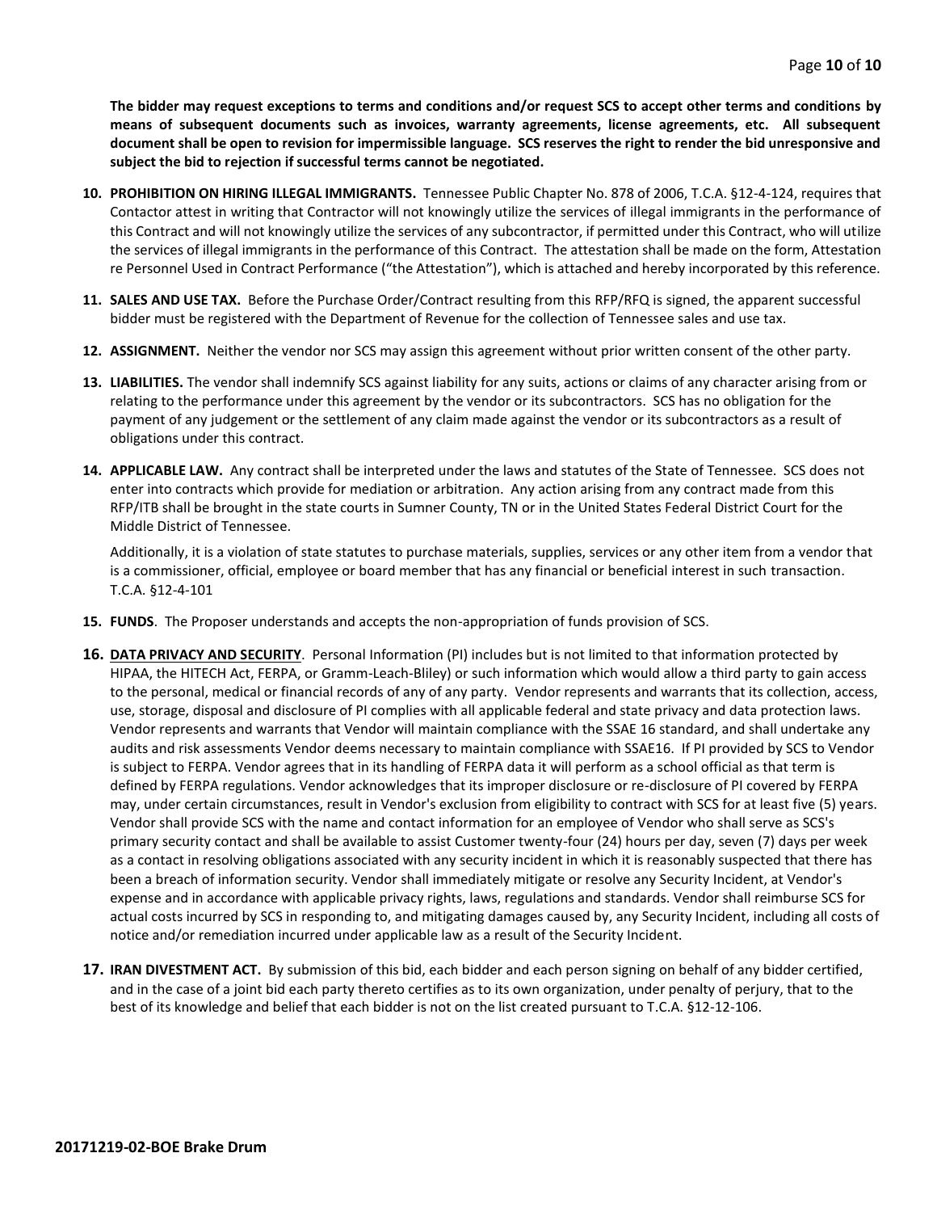**The bidder may request exceptions to terms and conditions and/or request SCS to accept other terms and conditions by means of subsequent documents such as invoices, warranty agreements, license agreements, etc. All subsequent document shall be open to revision for impermissible language. SCS reserves the right to render the bid unresponsive and subject the bid to rejection if successful terms cannot be negotiated.**

10. **PROHIBITION ON HIRING ILLEGAL IMMIGRANTS.** Tennessee Public Chapter No. 878 of 2006, T.C.A. §12-4-124, requires that Contactor attest in writing that Contractor will not knowingly utilize the services of illegal immigrants in the performance of this Contract and will not knowingly utilize the services of any subcontractor, if permitted under this Contract, who will utilize the services of illegal immigrants in the performance of this Contract. The attestation shall be made on the form, Attestation re Personnel Used in Contract Performance ("the Attestation"), which is attached and hereby incorporated by this reference.

11. **SALES AND USE TAX.** Before the Purchase Order/Contract resulting from this RFP/RFQ is signed, the apparent successful bidder must be registered with the Department of Revenue for the collection of Tennessee sales and use tax.

12. **ASSIGNMENT.** Neither the vendor nor SCS may assign this agreement without prior written consent of the other party.

13. **LIABILITIES.** The vendor shall indemnify SCS against liability for any suits, actions or claims of any character arising from or relating to the performance under this agreement by the vendor or its subcontractors. SCS has no obligation for the payment of any judgement or the settlement of any claim made against the vendor or its subcontractors as a result of obligations under this contract.

14. **APPLICABLE LAW.** Any contract shall be interpreted under the laws and statutes of the State of Tennessee. SCS does not enter into contracts which provide for mediation or arbitration. Any action arising from any contract made from this RFP/ITB shall be brought in the state courts in Sumner County, TN or in the United States Federal District Court for the Middle District of Tennessee.

    Additionally, it is a violation of state statutes to purchase materials, supplies, services or any other item from a vendor that is a commissioner, official, employee or board member that has any financial or beneficial interest in such transaction. T.C.A. §12-4-101

15. **FUNDS**. The Proposer understands and accepts the non-appropriation of funds provision of SCS.

16. **DATA PRIVACY AND SECURITY**. Personal Information (PI) includes but is not limited to that information protected by HIPAA, the HITECH Act, FERPA, or Gramm-Leach-Bliley) or such information which would allow a third party to gain access to the personal, medical or financial records of any of any party. Vendor represents and warrants that its collection, access, use, storage, disposal and disclosure of PI complies with all applicable federal and state privacy and data protection laws. Vendor represents and warrants that Vendor will maintain compliance with the SSAE 16 standard, and shall undertake any audits and risk assessments Vendor deems necessary to maintain compliance with SSAE16. If PI provided by SCS to Vendor is subject to FERPA. Vendor agrees that in its handling of FERPA data it will perform as a school official as that term is defined by FERPA regulations. Vendor acknowledges that its improper disclosure or re-disclosure of PI covered by FERPA may, under certain circumstances, result in Vendor's exclusion from eligibility to contract with SCS for at least five (5) years. Vendor shall provide SCS with the name and contact information for an employee of Vendor who shall serve as SCS's primary security contact and shall be available to assist Customer twenty-four (24) hours per day, seven (7) days per week as a contact in resolving obligations associated with any security incident in which it is reasonably suspected that there has been a breach of information security. Vendor shall immediately mitigate or resolve any Security Incident, at Vendor's expense and in accordance with applicable privacy rights, laws, regulations and standards. Vendor shall reimburse SCS for actual costs incurred by SCS in responding to, and mitigating damages caused by, any Security Incident, including all costs of notice and/or remediation incurred under applicable law as a result of the Security Incident.

17. **IRAN DIVESTMENT ACT.** By submission of this bid, each bidder and each person signing on behalf of any bidder certified, and in the case of a joint bid each party thereto certifies as to its own organization, under penalty of perjury, that to the best of its knowledge and belief that each bidder is not on the list created pursuant to T.C.A. §12-12-106.